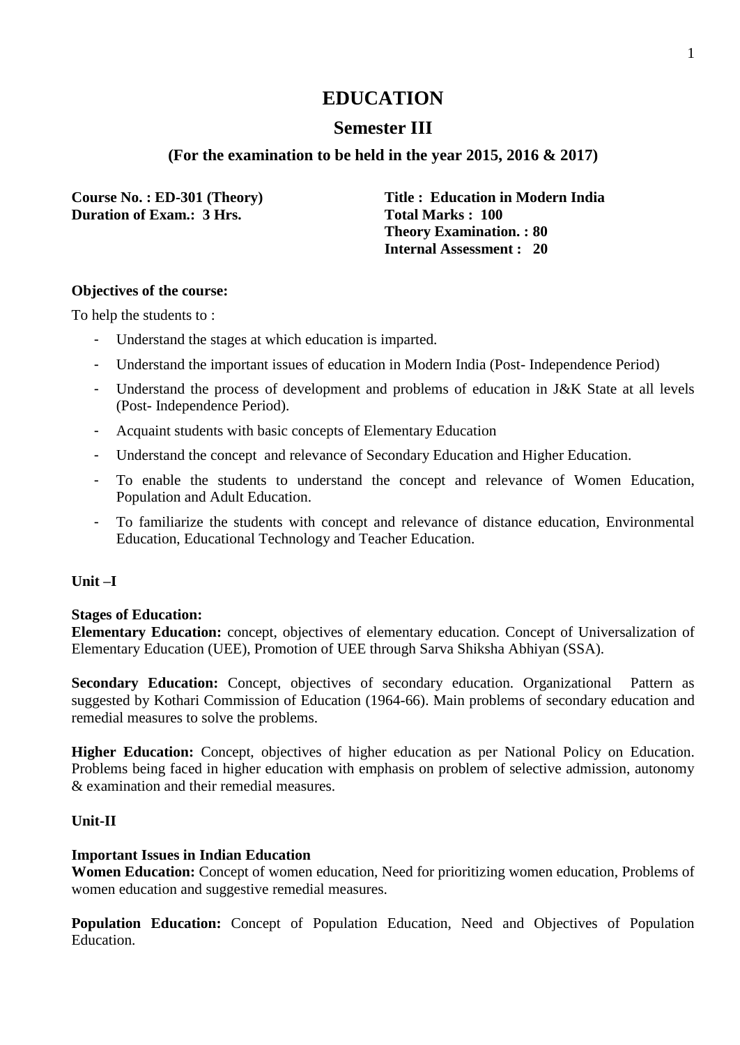# EDUCATION

## Semester III

### (For the examination to be held in the year 2015, 2016 & 2017)

**Course No. : ED-301 (Theory)**
**Duration of Exam.: 3 Hrs.**

**Title : Education in Modern India**
**Total Marks : 100**
**Theory Examination. : 80**
**Internal Assessment : 20**

**Objectives of the course:**

To help the students to :

- Understand the stages at which education is imparted.
- Understand the important issues of education in Modern India (Post- Independence Period)
- Understand the process of development and problems of education in J&K State at all levels (Post- Independence Period).
- Acquaint students with basic concepts of Elementary Education
- Understand the concept and relevance of Secondary Education and Higher Education.
- To enable the students to understand the concept and relevance of Women Education, Population and Adult Education.
- To familiarize the students with concept and relevance of distance education, Environmental Education, Educational Technology and Teacher Education.

**Unit –I**

**Stages of Education:**
**Elementary Education:** concept, objectives of elementary education. Concept of Universalization of Elementary Education (UEE), Promotion of UEE through Sarva Shiksha Abhiyan (SSA).

**Secondary Education:** Concept, objectives of secondary education. Organizational Pattern as suggested by Kothari Commission of Education (1964-66). Main problems of secondary education and remedial measures to solve the problems.

**Higher Education:** Concept, objectives of higher education as per National Policy on Education. Problems being faced in higher education with emphasis on problem of selective admission, autonomy & examination and their remedial measures.

**Unit-II**

**Important Issues in Indian Education**
**Women Education:** Concept of women education, Need for prioritizing women education, Problems of women education and suggestive remedial measures.

**Population Education:** Concept of Population Education, Need and Objectives of Population Education.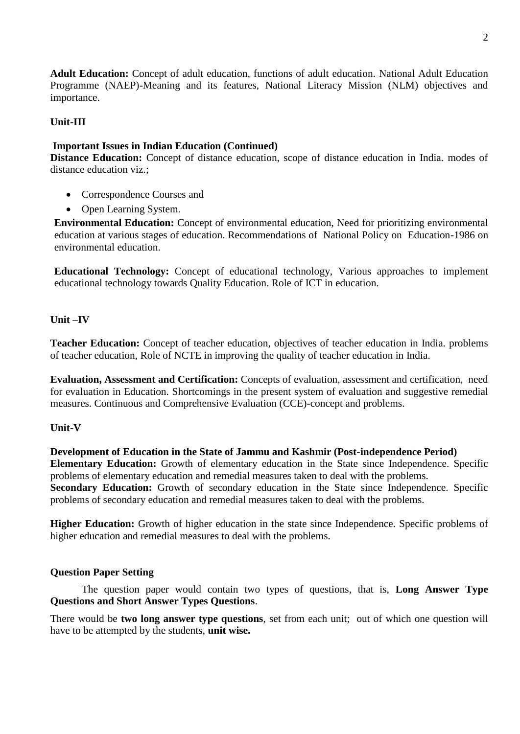**Adult Education:** Concept of adult education, functions of adult education. National Adult Education Programme (NAEP)-Meaning and its features, National Literacy Mission (NLM) objectives and importance.

**Unit-III**

**Important Issues in Indian Education (Continued)**

**Distance Education:** Concept of distance education, scope of distance education in India. modes of distance education viz.;

- Correspondence Courses and
- Open Learning System.

**Environmental Education:** Concept of environmental education, Need for prioritizing environmental education at various stages of education. Recommendations of National Policy on Education-1986 on environmental education.

**Educational Technology:** Concept of educational technology, Various approaches to implement educational technology towards Quality Education. Role of ICT in education.

**Unit –IV**

**Teacher Education:** Concept of teacher education, objectives of teacher education in India. problems of teacher education, Role of NCTE in improving the quality of teacher education in India.

**Evaluation, Assessment and Certification:** Concepts of evaluation, assessment and certification, need for evaluation in Education. Shortcomings in the present system of evaluation and suggestive remedial measures. Continuous and Comprehensive Evaluation (CCE)-concept and problems.

**Unit-V**

**Development of Education in the State of Jammu and Kashmir (Post-independence Period)**

**Elementary Education:** Growth of elementary education in the State since Independence. Specific problems of elementary education and remedial measures taken to deal with the problems.

**Secondary Education:** Growth of secondary education in the State since Independence. Specific problems of secondary education and remedial measures taken to deal with the problems.

**Higher Education:** Growth of higher education in the state since Independence. Specific problems of higher education and remedial measures to deal with the problems.

**Question Paper Setting**

The question paper would contain two types of questions, that is, **Long Answer Type Questions and Short Answer Types Questions**.

There would be **two long answer type questions**, set from each unit; out of which one question will have to be attempted by the students, **unit wise.**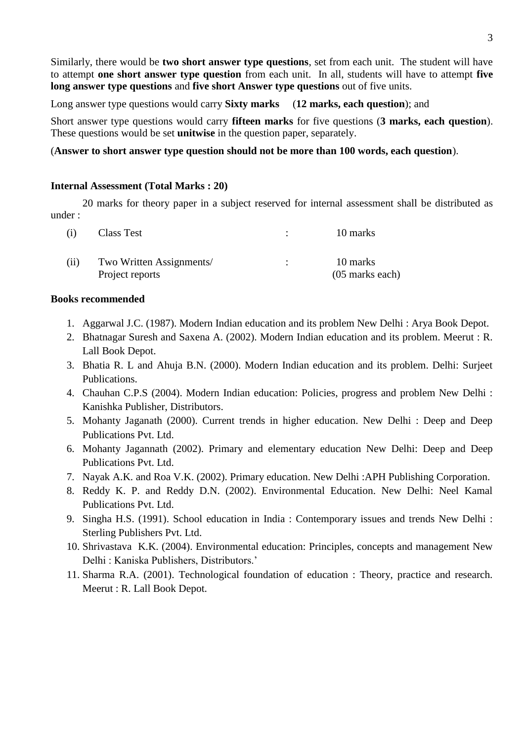Similarly, there would be **two short answer type questions**, set from each unit. The student will have to attempt **one short answer type question** from each unit. In all, students will have to attempt **five long answer type questions** and **five short Answer type questions** out of five units.

Long answer type questions would carry **Sixty marks** (**12 marks, each question**); and

Short answer type questions would carry **fifteen marks** for five questions (**3 marks, each question**). These questions would be set **unitwise** in the question paper, separately.

(**Answer to short answer type question should not be more than 100 words, each question**).

**Internal Assessment (Total Marks : 20)**

20 marks for theory paper in a subject reserved for internal assessment shall be distributed as under :

| | | | |
|---|---|---|---|
| (i) | Class Test | : | 10 marks |
| (ii) | Two Written Assignments/ Project reports | : | 10 marks (05 marks each) |

**Books recommended**

1. Aggarwal J.C. (1987). Modern Indian education and its problem New Delhi : Arya Book Depot.
2. Bhatnagar Suresh and Saxena A. (2002). Modern Indian education and its problem. Meerut : R. Lall Book Depot.
3. Bhatia R. L and Ahuja B.N. (2000). Modern Indian education and its problem. Delhi: Surjeet Publications.
4. Chauhan C.P.S (2004). Modern Indian education: Policies, progress and problem New Delhi : Kanishka Publisher, Distributors.
5. Mohanty Jaganath (2000). Current trends in higher education. New Delhi : Deep and Deep Publications Pvt. Ltd.
6. Mohanty Jagannath (2002). Primary and elementary education New Delhi: Deep and Deep Publications Pvt. Ltd.
7. Nayak A.K. and Roa V.K. (2002). Primary education. New Delhi :APH Publishing Corporation.
8. Reddy K. P. and Reddy D.N. (2002). Environmental Education. New Delhi: Neel Kamal Publications Pvt. Ltd.
9. Singha H.S. (1991). School education in India : Contemporary issues and trends New Delhi : Sterling Publishers Pvt. Ltd.
10. Shrivastava K.K. (2004). Environmental education: Principles, concepts and management New Delhi : Kaniska Publishers, Distributors.'
11. Sharma R.A. (2001). Technological foundation of education : Theory, practice and research. Meerut : R. Lall Book Depot.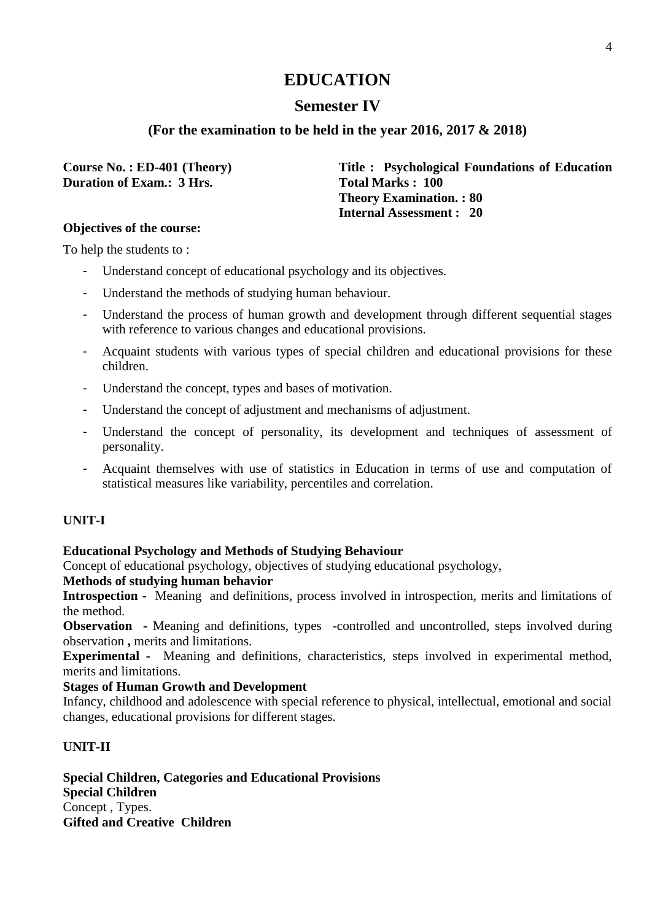# EDUCATION

## Semester IV

### (For the examination to be held in the year 2016, 2017 & 2018)

**Course No. : ED-401 (Theory)**
**Duration of Exam.: 3 Hrs.**

**Title : Psychological Foundations of Education**
**Total Marks : 100**
**Theory Examination. : 80**
**Internal Assessment : 20**

**Objectives of the course:**

To help the students to :

- Understand concept of educational psychology and its objectives.
- Understand the methods of studying human behaviour.
- Understand the process of human growth and development through different sequential stages with reference to various changes and educational provisions.
- Acquaint students with various types of special children and educational provisions for these children.
- Understand the concept, types and bases of motivation.
- Understand the concept of adjustment and mechanisms of adjustment.
- Understand the concept of personality, its development and techniques of assessment of personality.
- Acquaint themselves with use of statistics in Education in terms of use and computation of statistical measures like variability, percentiles and correlation.

**UNIT-I**

**Educational Psychology and Methods of Studying Behaviour**
Concept of educational psychology, objectives of studying educational psychology,
**Methods of studying human behavior**
**Introspection -** Meaning and definitions, process involved in introspection, merits and limitations of the method.
**Observation -** Meaning and definitions, types -controlled and uncontrolled, steps involved during observation **,** merits and limitations.
**Experimental -** Meaning and definitions, characteristics, steps involved in experimental method, merits and limitations.
**Stages of Human Growth and Development**
Infancy, childhood and adolescence with special reference to physical, intellectual, emotional and social changes, educational provisions for different stages.

**UNIT-II**

**Special Children, Categories and Educational Provisions**
**Special Children**
Concept , Types.
**Gifted and Creative Children**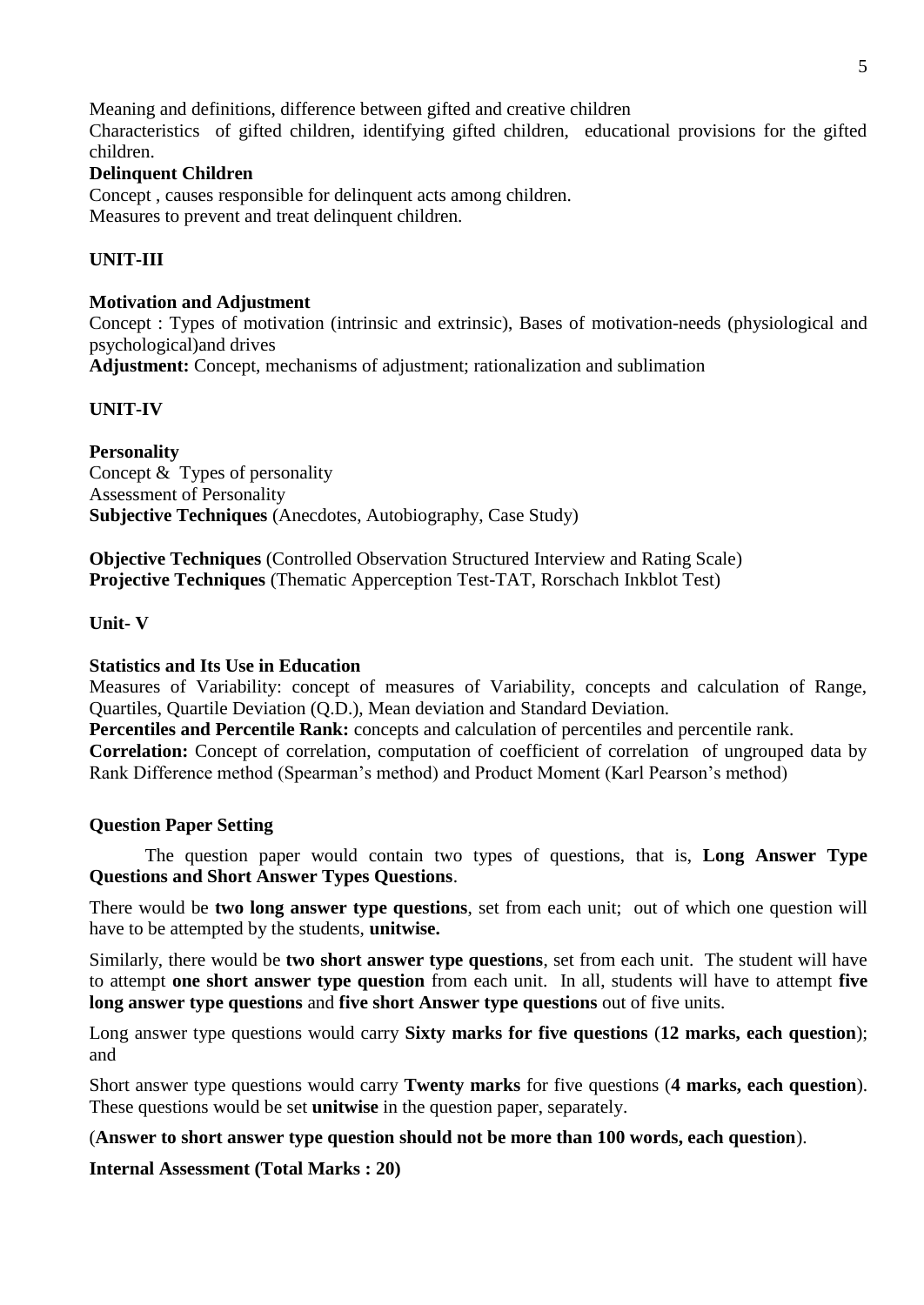Meaning and definitions, difference between gifted and creative children

Characteristics of gifted children, identifying gifted children, educational provisions for the gifted children.

**Delinquent Children**

Concept , causes responsible for delinquent acts among children.

Measures to prevent and treat delinquent children.

**UNIT-III**

**Motivation and Adjustment**

Concept : Types of motivation (intrinsic and extrinsic), Bases of motivation-needs (physiological and psychological)and drives

**Adjustment:** Concept, mechanisms of adjustment; rationalization and sublimation

**UNIT-IV**

**Personality**

Concept & Types of personality

Assessment of Personality

**Subjective Techniques** (Anecdotes, Autobiography, Case Study)

**Objective Techniques** (Controlled Observation Structured Interview and Rating Scale)

**Projective Techniques** (Thematic Apperception Test-TAT, Rorschach Inkblot Test)

**Unit- V**

**Statistics and Its Use in Education**

Measures of Variability: concept of measures of Variability, concepts and calculation of Range, Quartiles, Quartile Deviation (Q.D.), Mean deviation and Standard Deviation.

**Percentiles and Percentile Rank:** concepts and calculation of percentiles and percentile rank.

**Correlation:** Concept of correlation, computation of coefficient of correlation of ungrouped data by Rank Difference method (Spearman's method) and Product Moment (Karl Pearson's method)

**Question Paper Setting**

The question paper would contain two types of questions, that is, **Long Answer Type Questions and Short Answer Types Questions**.

There would be **two long answer type questions**, set from each unit; out of which one question will have to be attempted by the students, **unitwise.**

Similarly, there would be **two short answer type questions**, set from each unit. The student will have to attempt **one short answer type question** from each unit. In all, students will have to attempt **five long answer type questions** and **five short Answer type questions** out of five units.

Long answer type questions would carry **Sixty marks for five questions** (**12 marks, each question**); and

Short answer type questions would carry **Twenty marks** for five questions (**4 marks, each question**). These questions would be set **unitwise** in the question paper, separately.

(**Answer to short answer type question should not be more than 100 words, each question**).

**Internal Assessment (Total Marks : 20)**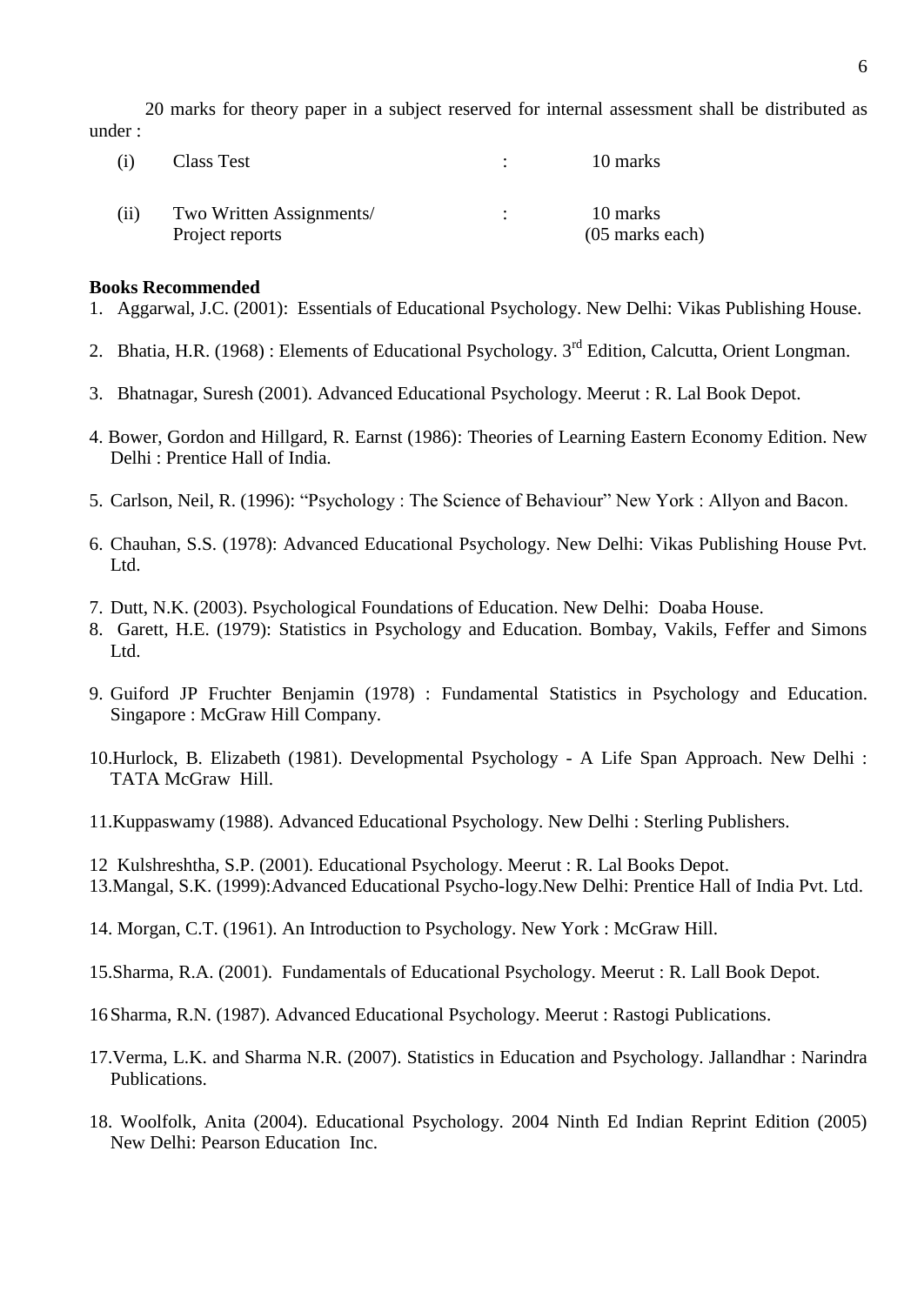20 marks for theory paper in a subject reserved for internal assessment shall be distributed as under :

| | | | |
|---|---|---|---|
| (i) | Class Test | : | 10 marks |
| (ii) | Two Written Assignments/ Project reports | : | 10 marks (05 marks each) |

**Books Recommended**

1. Aggarwal, J.C. (2001): Essentials of Educational Psychology. New Delhi: Vikas Publishing House.
2. Bhatia, H.R. (1968) : Elements of Educational Psychology. 3rd Edition, Calcutta, Orient Longman.
3. Bhatnagar, Suresh (2001). Advanced Educational Psychology. Meerut : R. Lal Book Depot.
4. Bower, Gordon and Hillgard, R. Earnst (1986): Theories of Learning Eastern Economy Edition. New Delhi : Prentice Hall of India.
5. Carlson, Neil, R. (1996): "Psychology : The Science of Behaviour" New York : Allyon and Bacon.
6. Chauhan, S.S. (1978): Advanced Educational Psychology. New Delhi: Vikas Publishing House Pvt. Ltd.
7. Dutt, N.K. (2003). Psychological Foundations of Education. New Delhi: Doaba House.
8. Garett, H.E. (1979): Statistics in Psychology and Education. Bombay, Vakils, Feffer and Simons Ltd.
9. Guiford JP Fruchter Benjamin (1978) : Fundamental Statistics in Psychology and Education. Singapore : McGraw Hill Company.
10. Hurlock, B. Elizabeth (1981). Developmental Psychology - A Life Span Approach. New Delhi : TATA McGraw Hill.
11. Kuppaswamy (1988). Advanced Educational Psychology. New Delhi : Sterling Publishers.
12. Kulshreshtha, S.P. (2001). Educational Psychology. Meerut : R. Lal Books Depot.
13. Mangal, S.K. (1999):Advanced Educational Psycho-logy.New Delhi: Prentice Hall of India Pvt. Ltd.
14. Morgan, C.T. (1961). An Introduction to Psychology. New York : McGraw Hill.
15. Sharma, R.A. (2001). Fundamentals of Educational Psychology. Meerut : R. Lall Book Depot.
16. Sharma, R.N. (1987). Advanced Educational Psychology. Meerut : Rastogi Publications.
17. Verma, L.K. and Sharma N.R. (2007). Statistics in Education and Psychology. Jallandhar : Narindra Publications.
18. Woolfolk, Anita (2004). Educational Psychology. 2004 Ninth Ed Indian Reprint Edition (2005) New Delhi: Pearson Education Inc.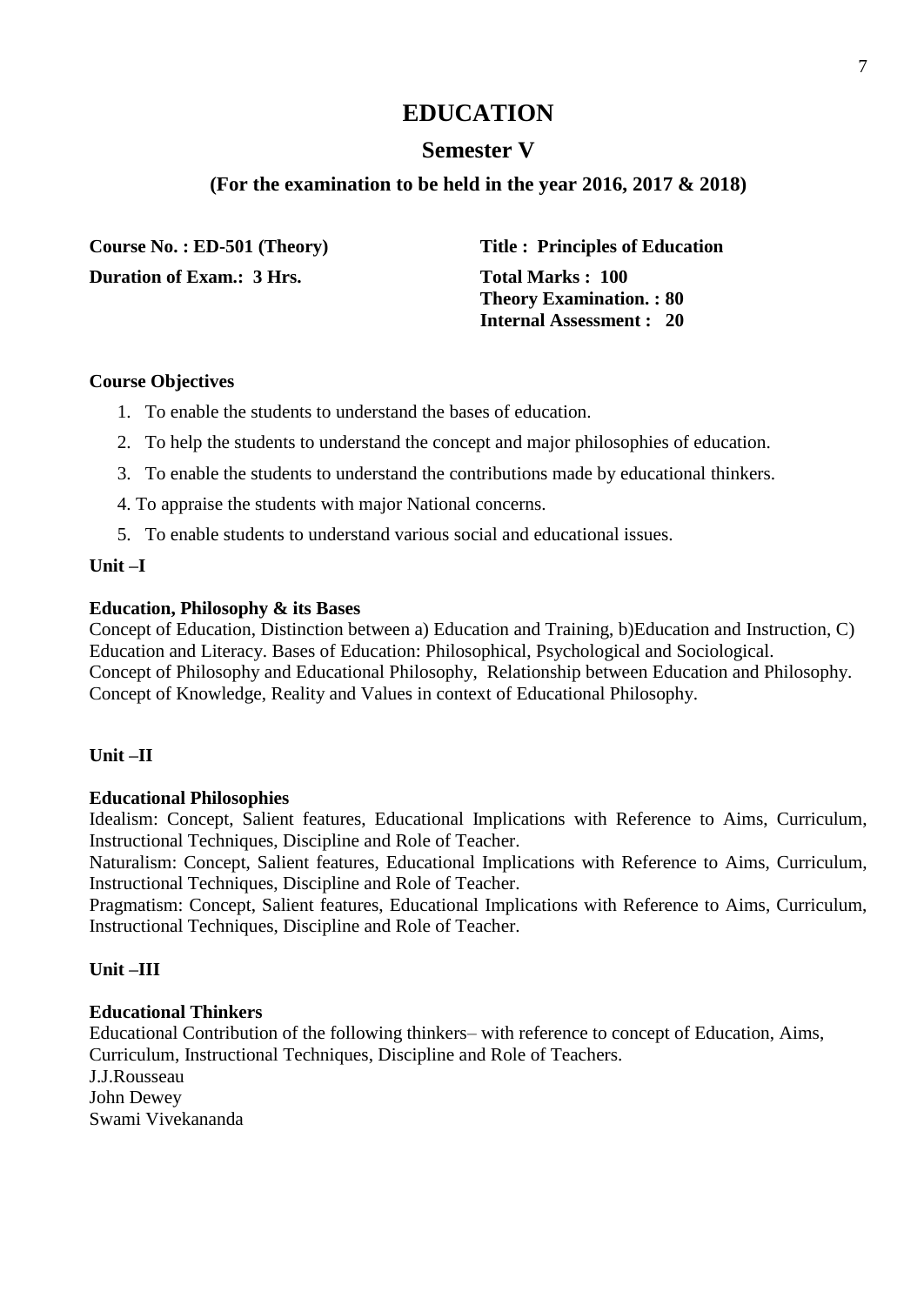# EDUCATION

## Semester V

### (For the examination to be held in the year 2016, 2017 & 2018)

**Course No. : ED-501 (Theory)** | **Title : Principles of Education**

**Duration of Exam.: 3 Hrs.** | **Total Marks : 100**
**Theory Examination. : 80**
**Internal Assessment : 20**

**Course Objectives**

1. To enable the students to understand the bases of education.
2. To help the students to understand the concept and major philosophies of education.
3. To enable the students to understand the contributions made by educational thinkers.
4. To appraise the students with major National concerns.
5. To enable students to understand various social and educational issues.

**Unit –I**

**Education, Philosophy & its Bases**
Concept of Education, Distinction between a) Education and Training, b)Education and Instruction, C) Education and Literacy. Bases of Education: Philosophical, Psychological and Sociological.
Concept of Philosophy and Educational Philosophy, Relationship between Education and Philosophy.
Concept of Knowledge, Reality and Values in context of Educational Philosophy.

**Unit –II**

**Educational Philosophies**
Idealism: Concept, Salient features, Educational Implications with Reference to Aims, Curriculum, Instructional Techniques, Discipline and Role of Teacher.
Naturalism: Concept, Salient features, Educational Implications with Reference to Aims, Curriculum, Instructional Techniques, Discipline and Role of Teacher.
Pragmatism: Concept, Salient features, Educational Implications with Reference to Aims, Curriculum, Instructional Techniques, Discipline and Role of Teacher.

**Unit –III**

**Educational Thinkers**
Educational Contribution of the following thinkers– with reference to concept of Education, Aims, Curriculum, Instructional Techniques, Discipline and Role of Teachers.
J.J.Rousseau
John Dewey
Swami Vivekananda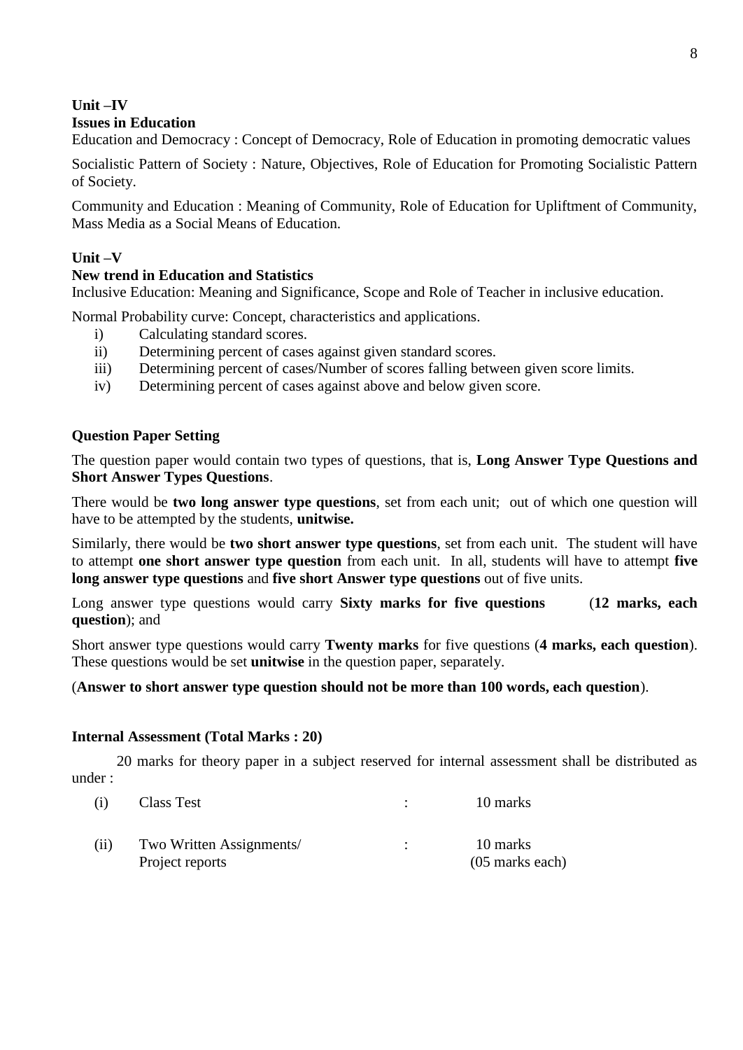**Unit –IV**
**Issues in Education**

Education and Democracy : Concept of Democracy, Role of Education in promoting democratic values

Socialistic Pattern of Society : Nature, Objectives, Role of Education for Promoting Socialistic Pattern of Society.

Community and Education : Meaning of Community, Role of Education for Upliftment of Community, Mass Media as a Social Means of Education.

**Unit –V**
**New trend in Education and Statistics**

Inclusive Education: Meaning and Significance, Scope and Role of Teacher in inclusive education.

Normal Probability curve: Concept, characteristics and applications.

i) Calculating standard scores.
ii) Determining percent of cases against given standard scores.
iii) Determining percent of cases/Number of scores falling between given score limits.
iv) Determining percent of cases against above and below given score.

**Question Paper Setting**

The question paper would contain two types of questions, that is, **Long Answer Type Questions and Short Answer Types Questions**.

There would be **two long answer type questions**, set from each unit; out of which one question will have to be attempted by the students, **unitwise.**

Similarly, there would be **two short answer type questions**, set from each unit. The student will have to attempt **one short answer type question** from each unit. In all, students will have to attempt **five long answer type questions** and **five short Answer type questions** out of five units.

Long answer type questions would carry **Sixty marks for five questions** (**12 marks, each question**); and

Short answer type questions would carry **Twenty marks** for five questions (**4 marks, each question**). These questions would be set **unitwise** in the question paper, separately.

(**Answer to short answer type question should not be more than 100 words, each question**).

**Internal Assessment (Total Marks : 20)**

20 marks for theory paper in a subject reserved for internal assessment shall be distributed as under :

| | | | |
|---|---|---|---|
| (i) | Class Test | : | 10 marks |
| (ii) | Two Written Assignments/ Project reports | : | 10 marks (05 marks each) |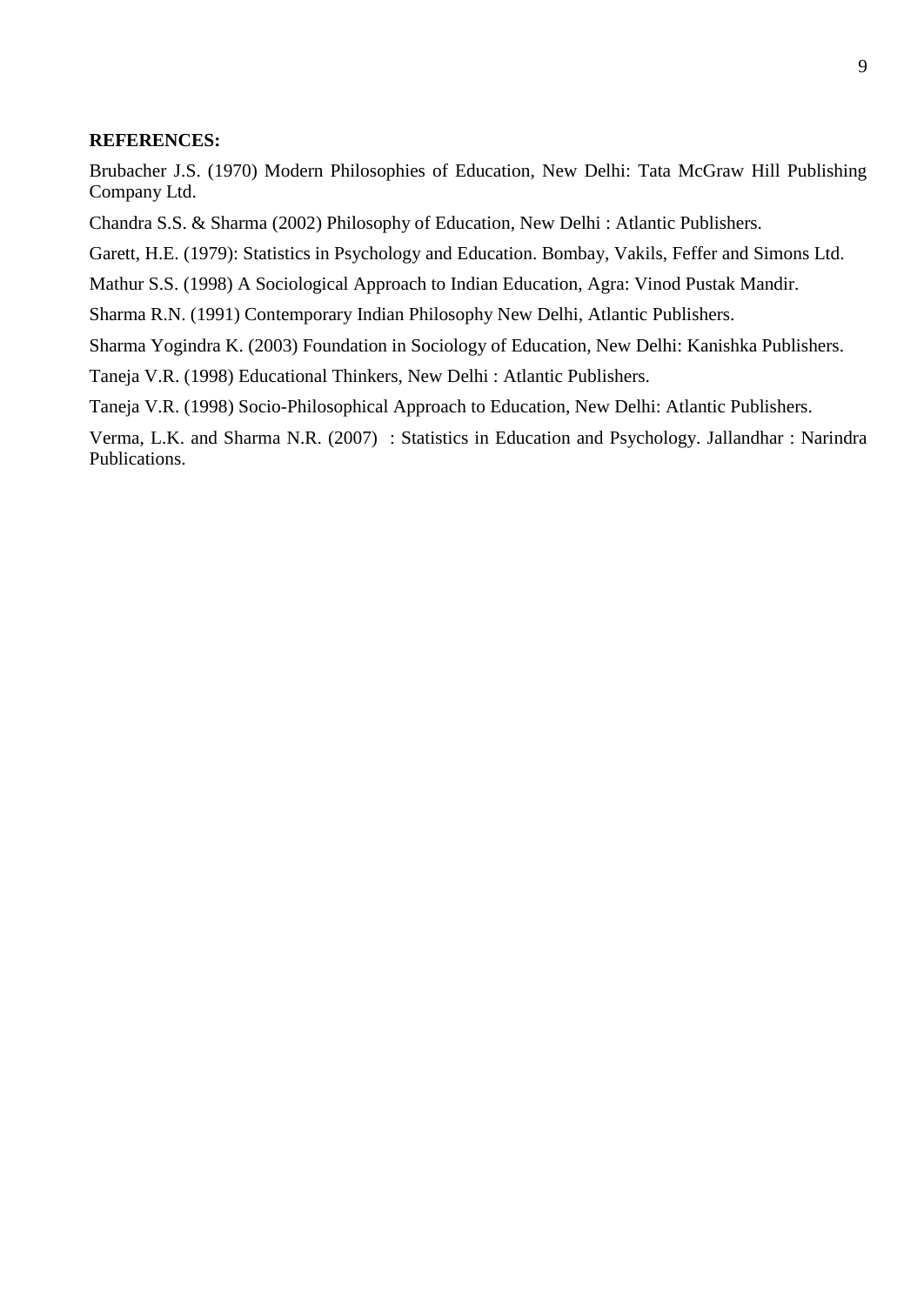**REFERENCES:**

Brubacher J.S. (1970) Modern Philosophies of Education, New Delhi: Tata McGraw Hill Publishing Company Ltd.

Chandra S.S. & Sharma (2002) Philosophy of Education, New Delhi : Atlantic Publishers.

Garett, H.E. (1979): Statistics in Psychology and Education. Bombay, Vakils, Feffer and Simons Ltd.

Mathur S.S. (1998) A Sociological Approach to Indian Education, Agra: Vinod Pustak Mandir.

Sharma R.N. (1991) Contemporary Indian Philosophy New Delhi, Atlantic Publishers.

Sharma Yogindra K. (2003) Foundation in Sociology of Education, New Delhi: Kanishka Publishers.

Taneja V.R. (1998) Educational Thinkers, New Delhi : Atlantic Publishers.

Taneja V.R. (1998) Socio-Philosophical Approach to Education, New Delhi: Atlantic Publishers.

Verma, L.K. and Sharma N.R. (2007) : Statistics in Education and Psychology. Jallandhar : Narindra Publications.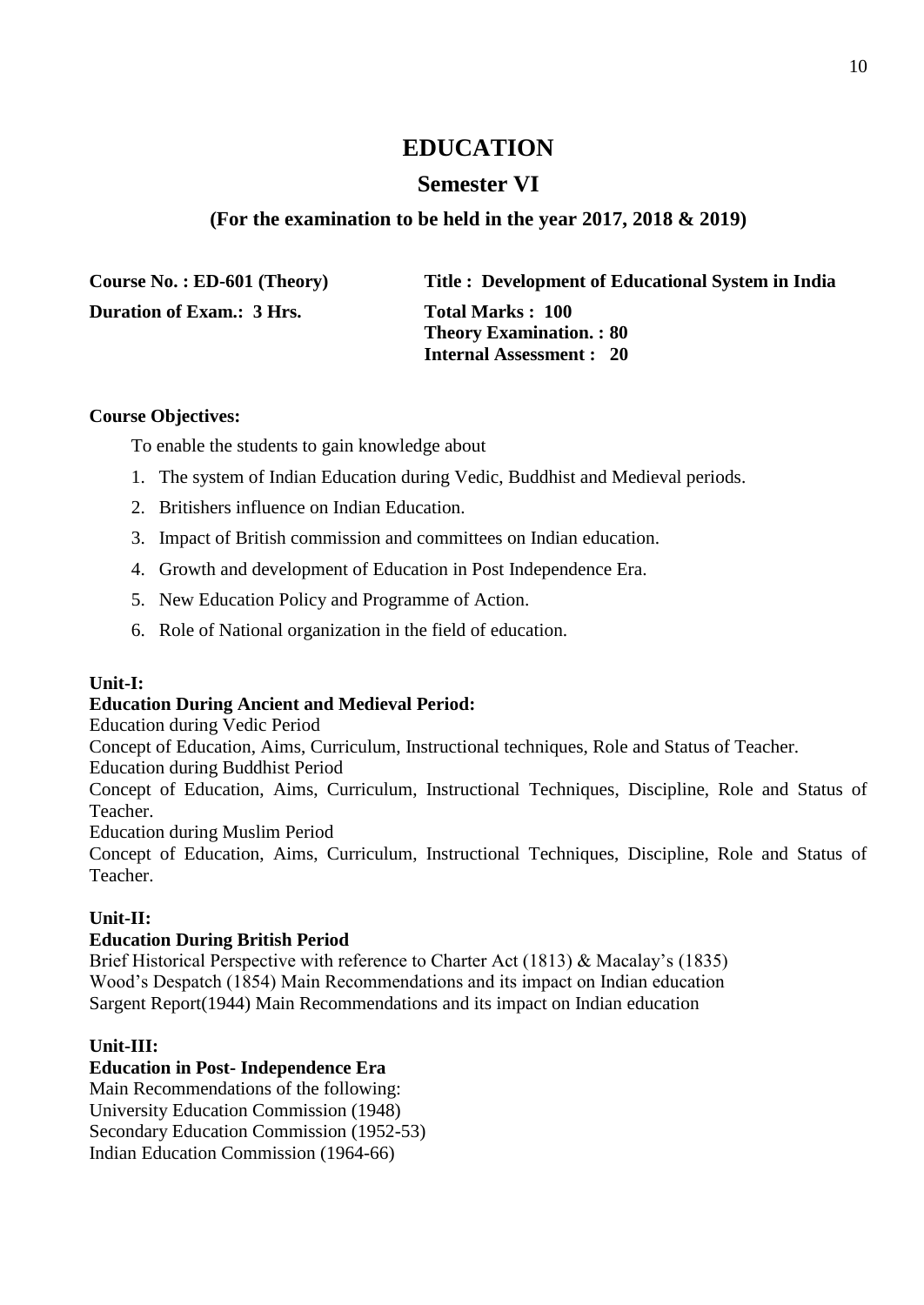# EDUCATION

## Semester VI

### (For the examination to be held in the year 2017, 2018 & 2019)

**Course No. : ED-601 (Theory)** **Title : Development of Educational System in India**

**Duration of Exam.: 3 Hrs.** **Total Marks : 100**
**Theory Examination. : 80**
**Internal Assessment : 20**

**Course Objectives:**

To enable the students to gain knowledge about

1. The system of Indian Education during Vedic, Buddhist and Medieval periods.
2. Britishers influence on Indian Education.
3. Impact of British commission and committees on Indian education.
4. Growth and development of Education in Post Independence Era.
5. New Education Policy and Programme of Action.
6. Role of National organization in the field of education.

**Unit-I:**
**Education During Ancient and Medieval Period:**
Education during Vedic Period
Concept of Education, Aims, Curriculum, Instructional techniques, Role and Status of Teacher.
Education during Buddhist Period
Concept of Education, Aims, Curriculum, Instructional Techniques, Discipline, Role and Status of Teacher.
Education during Muslim Period
Concept of Education, Aims, Curriculum, Instructional Techniques, Discipline, Role and Status of Teacher.

**Unit-II:**
**Education During British Period**
Brief Historical Perspective with reference to Charter Act (1813) & Macalay's (1835)
Wood's Despatch (1854) Main Recommendations and its impact on Indian education
Sargent Report(1944) Main Recommendations and its impact on Indian education

**Unit-III:**
**Education in Post- Independence Era**
Main Recommendations of the following:
University Education Commission (1948)
Secondary Education Commission (1952-53)
Indian Education Commission (1964-66)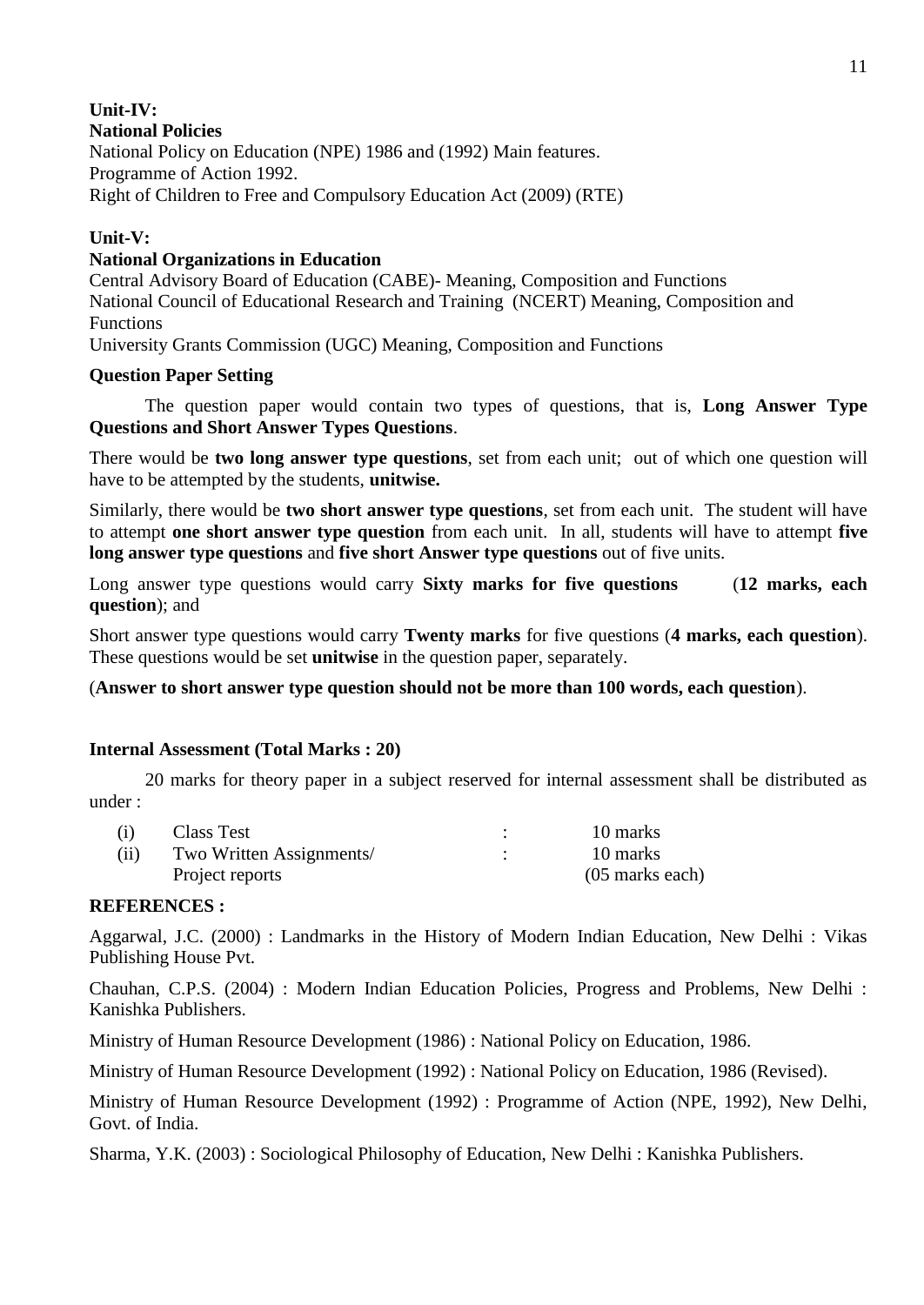**Unit-IV:**
**National Policies**

National Policy on Education (NPE) 1986 and (1992) Main features.
Programme of Action 1992.
Right of Children to Free and Compulsory Education Act (2009) (RTE)

**Unit-V:**
**National Organizations in Education**

Central Advisory Board of Education (CABE)- Meaning, Composition and Functions
National Council of Educational Research and Training (NCERT) Meaning, Composition and Functions
University Grants Commission (UGC) Meaning, Composition and Functions

**Question Paper Setting**

The question paper would contain two types of questions, that is, **Long Answer Type Questions and Short Answer Types Questions**.

There would be **two long answer type questions**, set from each unit; out of which one question will have to be attempted by the students, **unitwise.**

Similarly, there would be **two short answer type questions**, set from each unit. The student will have to attempt **one short answer type question** from each unit. In all, students will have to attempt **five long answer type questions** and **five short Answer type questions** out of five units.

Long answer type questions would carry **Sixty marks for five questions** (**12 marks, each question**); and

Short answer type questions would carry **Twenty marks** for five questions (**4 marks, each question**). These questions would be set **unitwise** in the question paper, separately.

(**Answer to short answer type question should not be more than 100 words, each question**).

**Internal Assessment (Total Marks : 20)**

20 marks for theory paper in a subject reserved for internal assessment shall be distributed as under :

| | | | |
|---|---|---|---|
| (i) | Class Test | : | 10 marks |
| (ii) | Two Written Assignments/ Project reports | : | 10 marks (05 marks each) |

**REFERENCES :**

Aggarwal, J.C. (2000) : Landmarks in the History of Modern Indian Education, New Delhi : Vikas Publishing House Pvt.

Chauhan, C.P.S. (2004) : Modern Indian Education Policies, Progress and Problems, New Delhi : Kanishka Publishers.

Ministry of Human Resource Development (1986) : National Policy on Education, 1986.

Ministry of Human Resource Development (1992) : National Policy on Education, 1986 (Revised).

Ministry of Human Resource Development (1992) : Programme of Action (NPE, 1992), New Delhi, Govt. of India.

Sharma, Y.K. (2003) : Sociological Philosophy of Education, New Delhi : Kanishka Publishers.